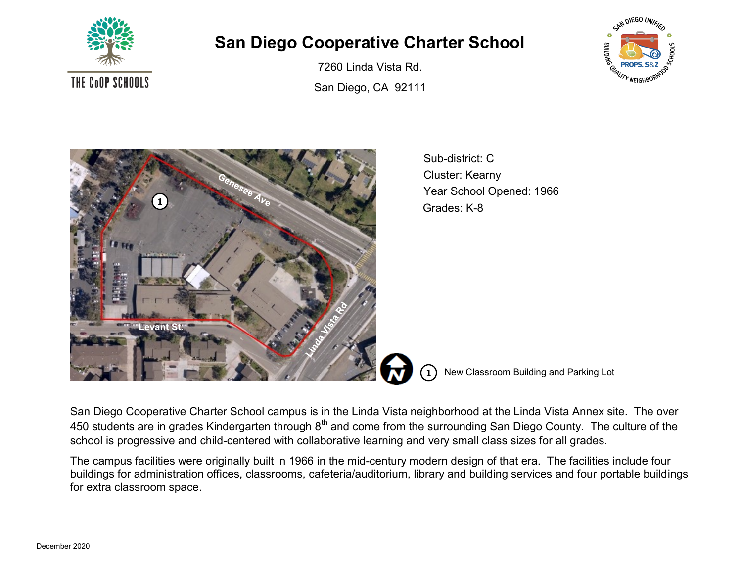# San Diego Cooperative Charter School

7260 Linda Vista Rd.

San Diego, CA 92111

Sub-district: C

Cluster: Kearny

Year School Opened: 1966

Grades: K-8

1. New Classroom Building and Parking Lot

San Diego Cooperative Charter School campus is in the Linda Vista neighborhood at the Linda Vista Annex site. The over 450 students are in grades Kindergarten through 8th and come from the surrounding San Diego County. The culture of the school is progressive and child-centered with collaborative learning and very small class sizes for all grades.

The campus facilities were originally built in 1966 in the mid-century modern design of that era. The facilities include four buildings for administration offices, classrooms, cafeteria/auditorium, library and building services and four portable buildings for extra classroom space.

December 2020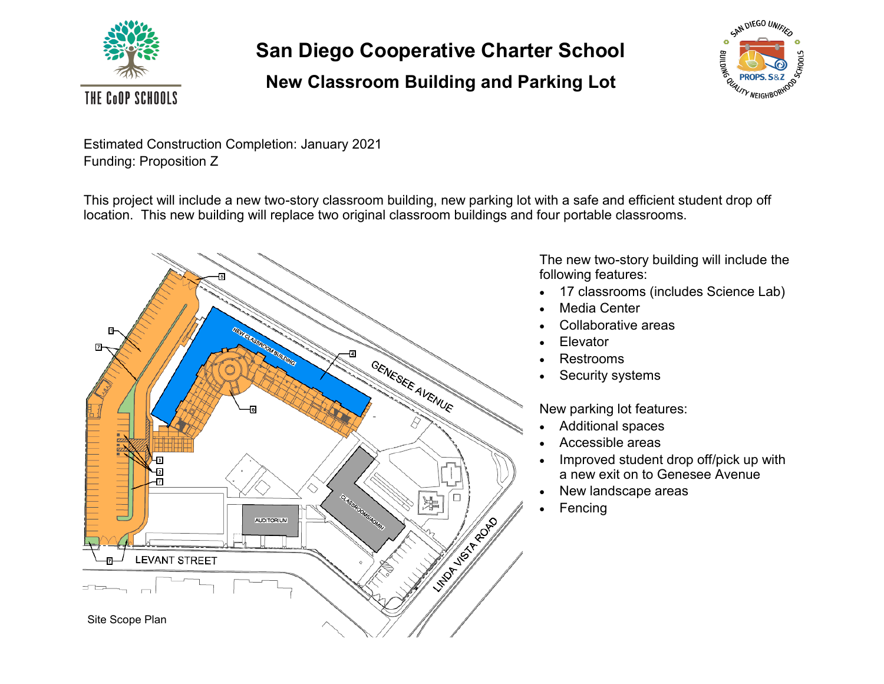# San Diego Cooperative Charter School

## New Classroom Building and Parking Lot

Estimated Construction Completion: January 2021
Funding: Proposition Z

This project will include a new two-story classroom building, new parking lot with a safe and efficient student drop off location. This new building will replace two original classroom buildings and four portable classrooms.

The new two-story building will include the following features:

- 17 classrooms (includes Science Lab)
- Media Center
- Collaborative areas
- Elevator
- Restrooms
- Security systems

New parking lot features:

- Additional spaces
- Accessible areas
- Improved student drop off/pick up with a new exit on to Genesee Avenue
- New landscape areas
- Fencing

Site Scope Plan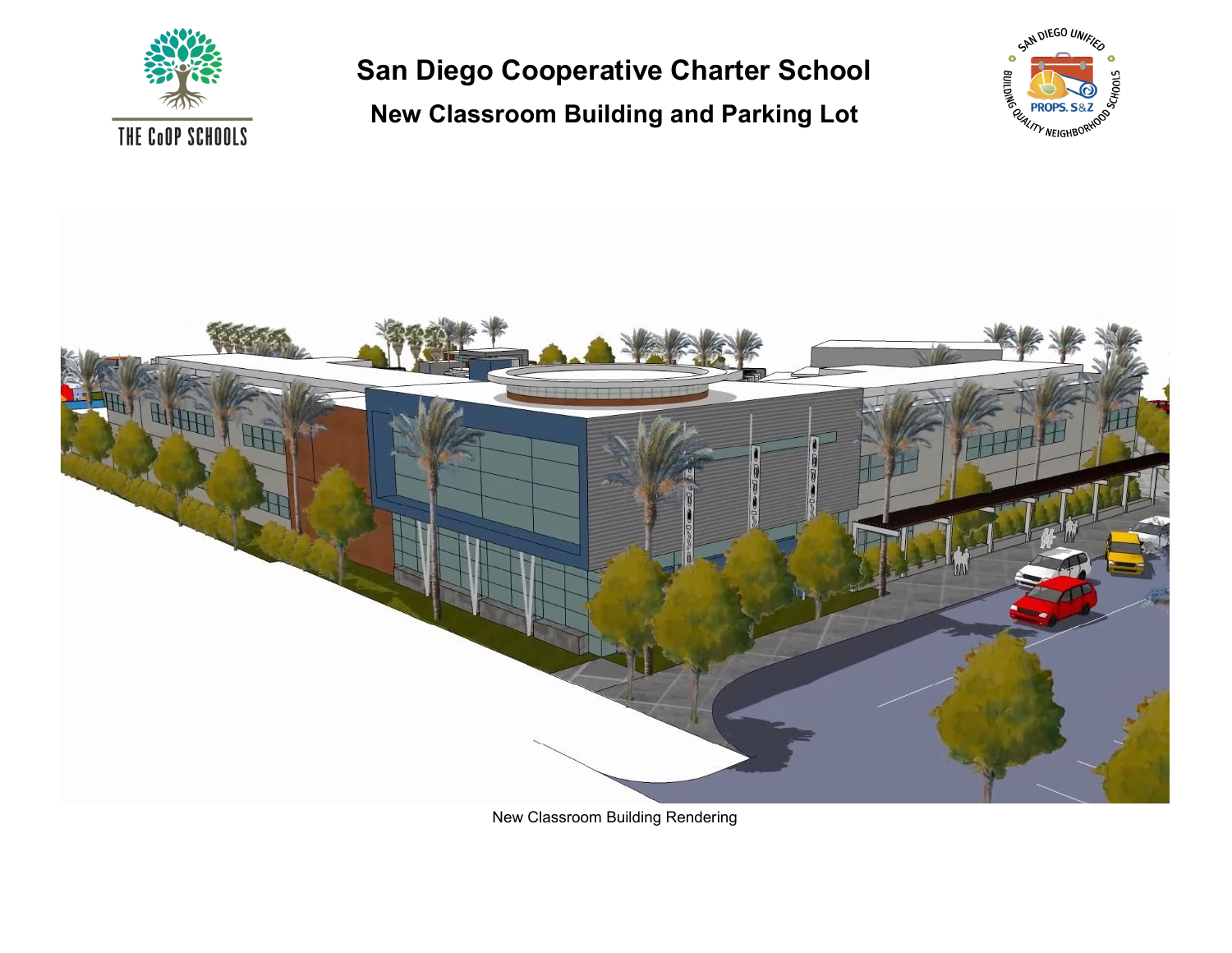# San Diego Cooperative Charter School

## New Classroom Building and Parking Lot

New Classroom Building Rendering